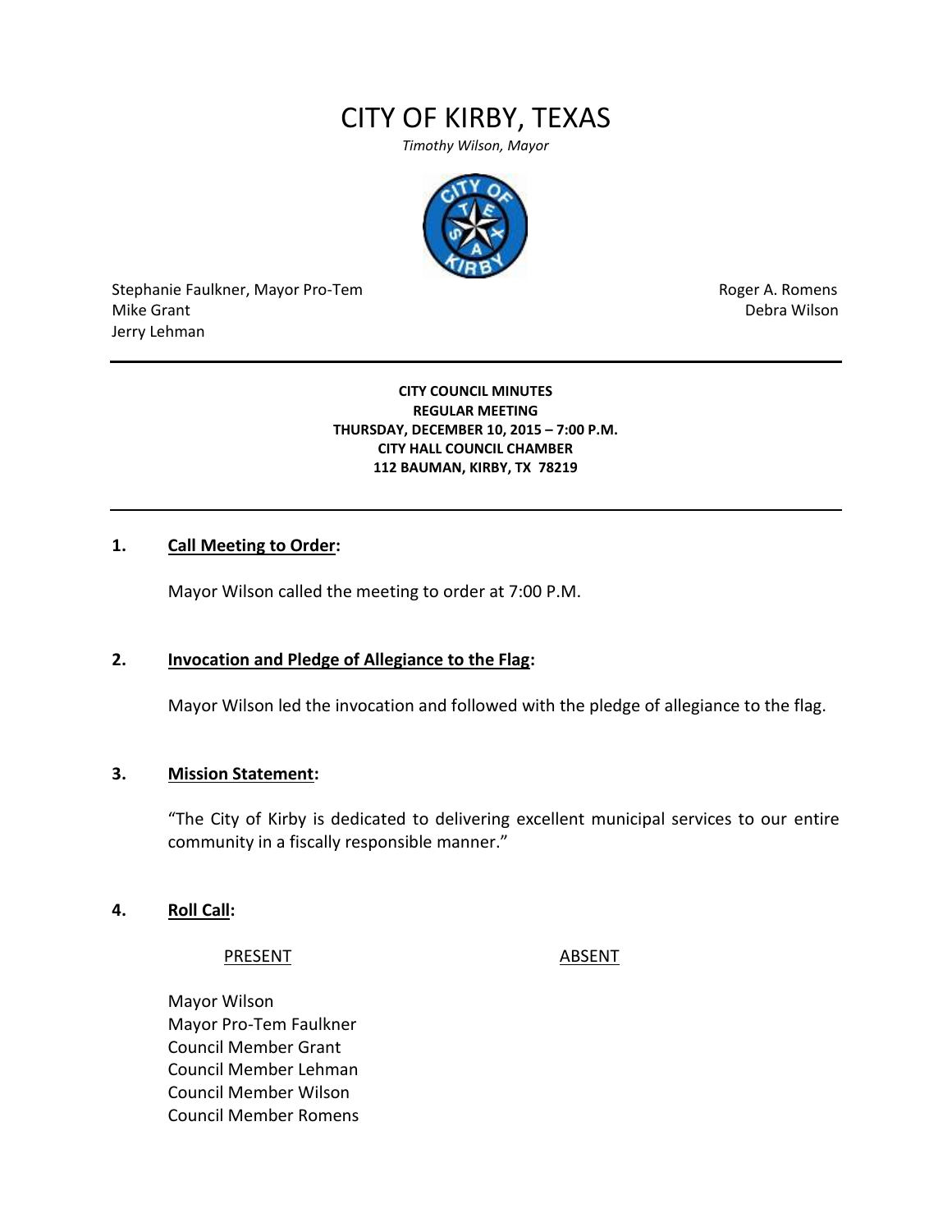# CITY OF KIRBY, TEXAS

*Timothy Wilson, Mayor*

Stephanie Faulkner, Mayor Pro-Tem
Mike Grant
Jerry Lehman

Roger A. Romens
Debra Wilson

---

**CITY COUNCIL MINUTES**
**REGULAR MEETING**
**THURSDAY, DECEMBER 10, 2015 – 7:00 P.M.**
**CITY HALL COUNCIL CHAMBER**
**112 BAUMAN, KIRBY, TX 78219**

---

**1. Call Meeting to Order:**

Mayor Wilson called the meeting to order at 7:00 P.M.

**2. Invocation and Pledge of Allegiance to the Flag:**

Mayor Wilson led the invocation and followed with the pledge of allegiance to the flag.

**3. Mission Statement:**

"The City of Kirby is dedicated to delivering excellent municipal services to our entire community in a fiscally responsible manner."

**4. Roll Call:**

| PRESENT | ABSENT |
|---|---|
| Mayor Wilson | |
| Mayor Pro-Tem Faulkner | |
| Council Member Grant | |
| Council Member Lehman | |
| Council Member Wilson | |
| Council Member Romens | |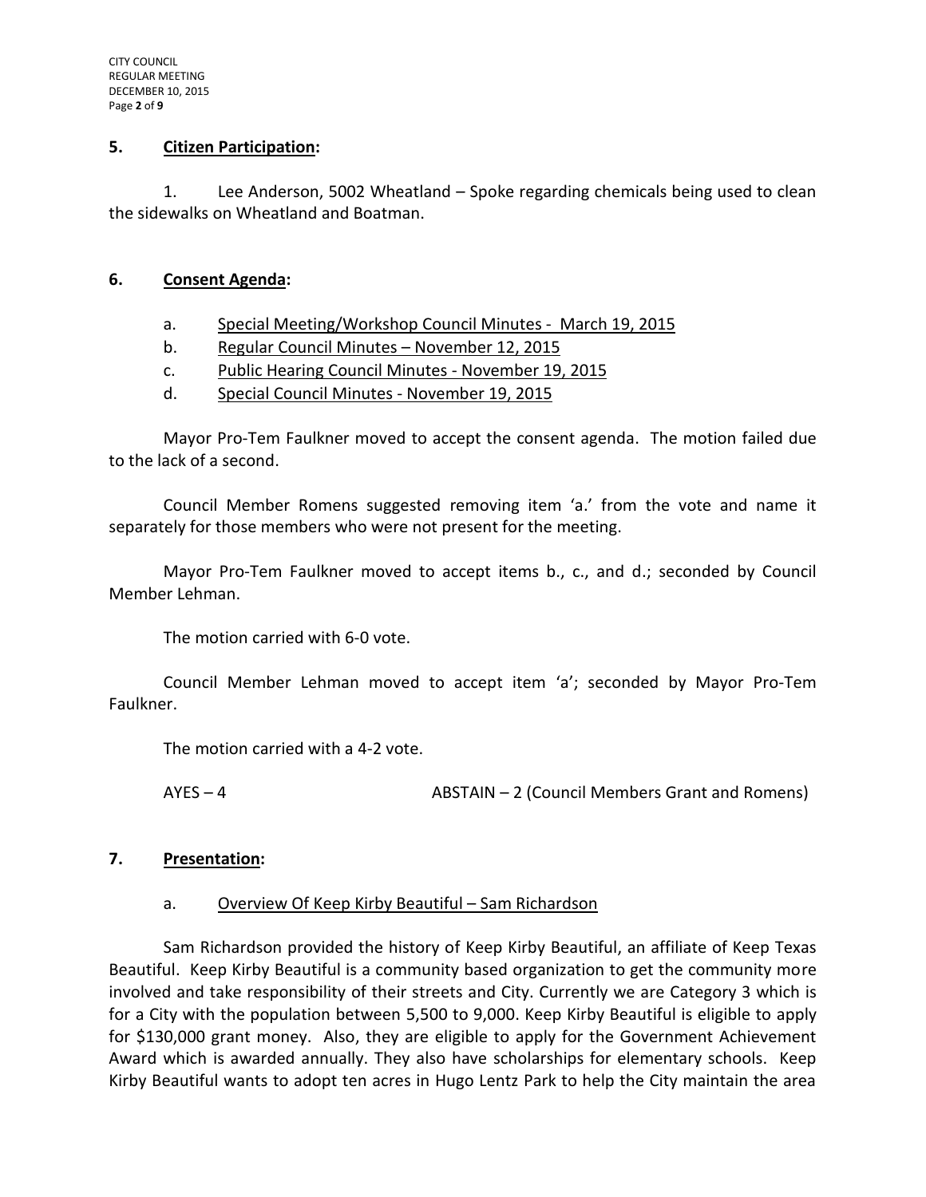## 5. Citizen Participation:

1. Lee Anderson, 5002 Wheatland – Spoke regarding chemicals being used to clean the sidewalks on Wheatland and Boatman.

## 6. Consent Agenda:

a. Special Meeting/Workshop Council Minutes - March 19, 2015
b. Regular Council Minutes – November 12, 2015
c. Public Hearing Council Minutes - November 19, 2015
d. Special Council Minutes - November 19, 2015

Mayor Pro-Tem Faulkner moved to accept the consent agenda. The motion failed due to the lack of a second.

Council Member Romens suggested removing item 'a.' from the vote and name it separately for those members who were not present for the meeting.

Mayor Pro-Tem Faulkner moved to accept items b., c., and d.; seconded by Council Member Lehman.

The motion carried with 6-0 vote.

Council Member Lehman moved to accept item 'a'; seconded by Mayor Pro-Tem Faulkner.

The motion carried with a 4-2 vote.

AYES – 4 ABSTAIN – 2 (Council Members Grant and Romens)

## 7. Presentation:

a. Overview Of Keep Kirby Beautiful – Sam Richardson

Sam Richardson provided the history of Keep Kirby Beautiful, an affiliate of Keep Texas Beautiful. Keep Kirby Beautiful is a community based organization to get the community more involved and take responsibility of their streets and City. Currently we are Category 3 which is for a City with the population between 5,500 to 9,000. Keep Kirby Beautiful is eligible to apply for $130,000 grant money. Also, they are eligible to apply for the Government Achievement Award which is awarded annually. They also have scholarships for elementary schools. Keep Kirby Beautiful wants to adopt ten acres in Hugo Lentz Park to help the City maintain the area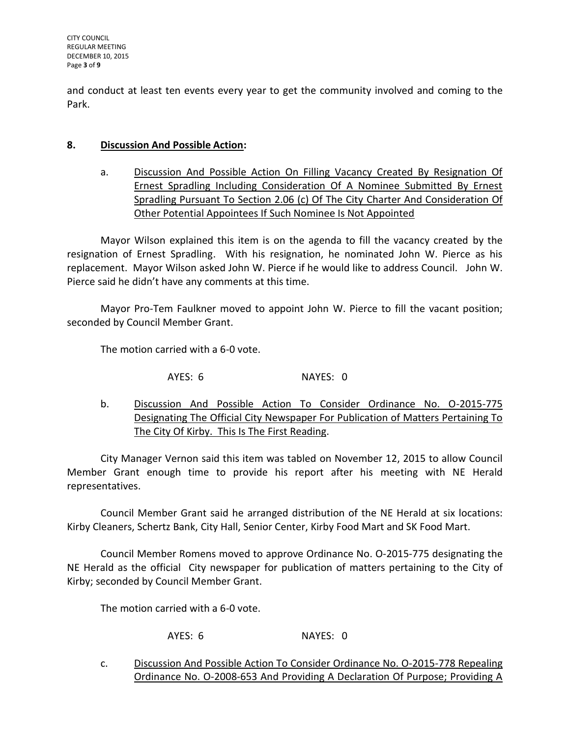and conduct at least ten events every year to get the community involved and coming to the Park.

**8. Discussion And Possible Action:**

a. Discussion And Possible Action On Filling Vacancy Created By Resignation Of Ernest Spradling Including Consideration Of A Nominee Submitted By Ernest Spradling Pursuant To Section 2.06 (c) Of The City Charter And Consideration Of Other Potential Appointees If Such Nominee Is Not Appointed

Mayor Wilson explained this item is on the agenda to fill the vacancy created by the resignation of Ernest Spradling. With his resignation, he nominated John W. Pierce as his replacement. Mayor Wilson asked John W. Pierce if he would like to address Council. John W. Pierce said he didn't have any comments at this time.

Mayor Pro-Tem Faulkner moved to appoint John W. Pierce to fill the vacant position; seconded by Council Member Grant.

The motion carried with a 6-0 vote.

AYES: 6 NAYES: 0

b. Discussion And Possible Action To Consider Ordinance No. O-2015-775 Designating The Official City Newspaper For Publication of Matters Pertaining To The City Of Kirby. This Is The First Reading.

City Manager Vernon said this item was tabled on November 12, 2015 to allow Council Member Grant enough time to provide his report after his meeting with NE Herald representatives.

Council Member Grant said he arranged distribution of the NE Herald at six locations: Kirby Cleaners, Schertz Bank, City Hall, Senior Center, Kirby Food Mart and SK Food Mart.

Council Member Romens moved to approve Ordinance No. O-2015-775 designating the NE Herald as the official City newspaper for publication of matters pertaining to the City of Kirby; seconded by Council Member Grant.

The motion carried with a 6-0 vote.

AYES: 6 NAYES: 0

c. Discussion And Possible Action To Consider Ordinance No. O-2015-778 Repealing Ordinance No. O-2008-653 And Providing A Declaration Of Purpose; Providing A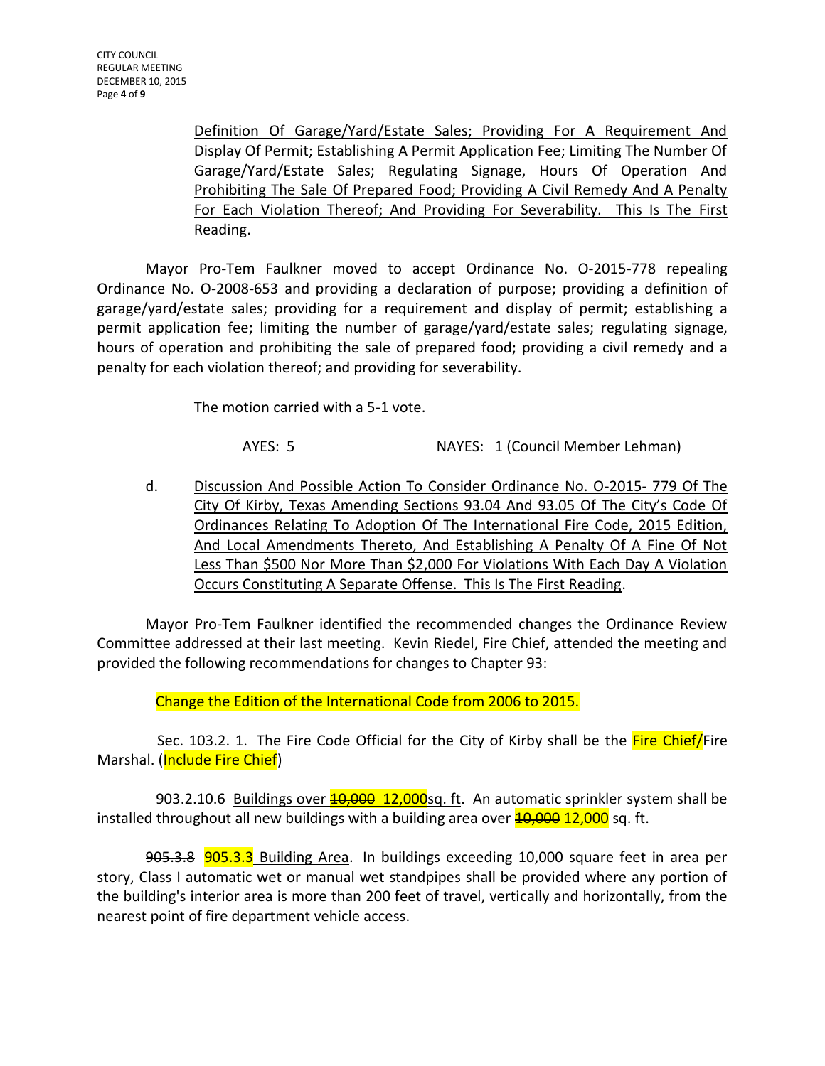Definition Of Garage/Yard/Estate Sales; Providing For A Requirement And Display Of Permit; Establishing A Permit Application Fee; Limiting The Number Of Garage/Yard/Estate Sales; Regulating Signage, Hours Of Operation And Prohibiting The Sale Of Prepared Food; Providing A Civil Remedy And A Penalty For Each Violation Thereof; And Providing For Severability. This Is The First Reading.

Mayor Pro-Tem Faulkner moved to accept Ordinance No. O-2015-778 repealing Ordinance No. O-2008-653 and providing a declaration of purpose; providing a definition of garage/yard/estate sales; providing for a requirement and display of permit; establishing a permit application fee; limiting the number of garage/yard/estate sales; regulating signage, hours of operation and prohibiting the sale of prepared food; providing a civil remedy and a penalty for each violation thereof; and providing for severability.

The motion carried with a 5-1 vote.

AYES: 5 NAYES: 1 (Council Member Lehman)

d. Discussion And Possible Action To Consider Ordinance No. O-2015- 779 Of The City Of Kirby, Texas Amending Sections 93.04 And 93.05 Of The City's Code Of Ordinances Relating To Adoption Of The International Fire Code, 2015 Edition, And Local Amendments Thereto, And Establishing A Penalty Of A Fine Of Not Less Than $500 Nor More Than $2,000 For Violations With Each Day A Violation Occurs Constituting A Separate Offense. This Is The First Reading.

Mayor Pro-Tem Faulkner identified the recommended changes the Ordinance Review Committee addressed at their last meeting. Kevin Riedel, Fire Chief, attended the meeting and provided the following recommendations for changes to Chapter 93:

Change the Edition of the International Code from 2006 to 2015.

Sec. 103.2. 1. The Fire Code Official for the City of Kirby shall be the Fire Chief/Fire Marshal. (Include Fire Chief)

903.2.10.6 Buildings over ~~10,000~~ 12,000sq. ft. An automatic sprinkler system shall be installed throughout all new buildings with a building area over ~~10,000~~ 12,000 sq. ft.

~~905.3.8~~ 905.3.3 Building Area. In buildings exceeding 10,000 square feet in area per story, Class I automatic wet or manual wet standpipes shall be provided where any portion of the building's interior area is more than 200 feet of travel, vertically and horizontally, from the nearest point of fire department vehicle access.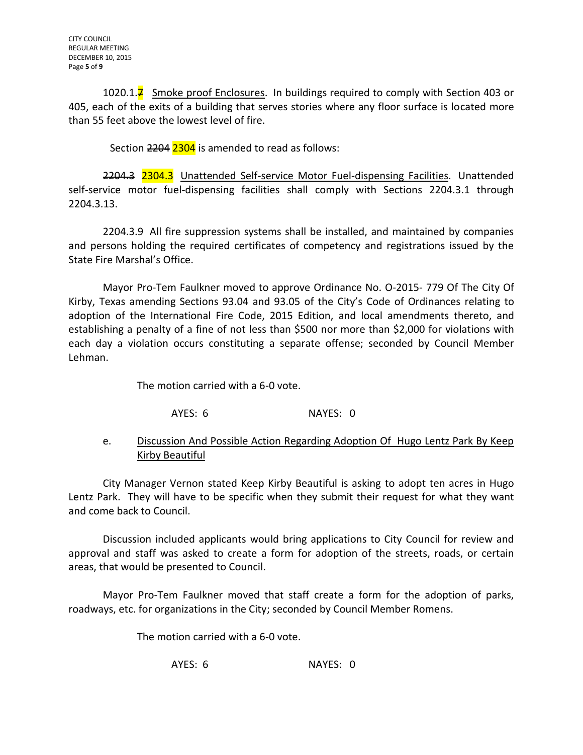1020.1.~~7~~ Smoke proof Enclosures. In buildings required to comply with Section 403 or 405, each of the exits of a building that serves stories where any floor surface is located more than 55 feet above the lowest level of fire.

Section ~~2204~~ 2304 is amended to read as follows:

~~2204.3~~ 2304.3 Unattended Self-service Motor Fuel-dispensing Facilities. Unattended self-service motor fuel-dispensing facilities shall comply with Sections 2204.3.1 through 2204.3.13.

2204.3.9 All fire suppression systems shall be installed, and maintained by companies and persons holding the required certificates of competency and registrations issued by the State Fire Marshal's Office.

Mayor Pro-Tem Faulkner moved to approve Ordinance No. O-2015- 779 Of The City Of Kirby, Texas amending Sections 93.04 and 93.05 of the City's Code of Ordinances relating to adoption of the International Fire Code, 2015 Edition, and local amendments thereto, and establishing a penalty of a fine of not less than $500 nor more than $2,000 for violations with each day a violation occurs constituting a separate offense; seconded by Council Member Lehman.

The motion carried with a 6-0 vote.

AYES: 6 NAYES: 0

e. Discussion And Possible Action Regarding Adoption Of Hugo Lentz Park By Keep Kirby Beautiful

City Manager Vernon stated Keep Kirby Beautiful is asking to adopt ten acres in Hugo Lentz Park. They will have to be specific when they submit their request for what they want and come back to Council.

Discussion included applicants would bring applications to City Council for review and approval and staff was asked to create a form for adoption of the streets, roads, or certain areas, that would be presented to Council.

Mayor Pro-Tem Faulkner moved that staff create a form for the adoption of parks, roadways, etc. for organizations in the City; seconded by Council Member Romens.

The motion carried with a 6-0 vote.

AYES: 6 NAYES: 0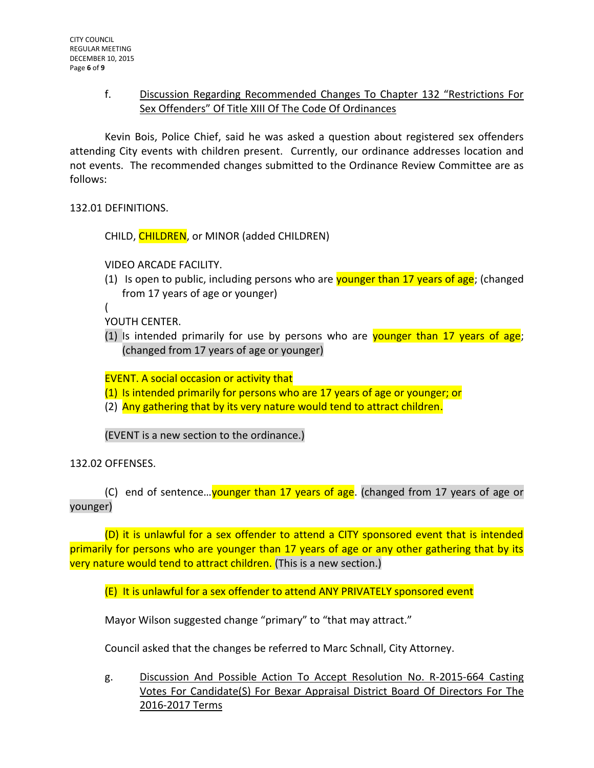f. <u>Discussion Regarding Recommended Changes To Chapter 132 "Restrictions For Sex Offenders" Of Title XIII Of The Code Of Ordinances</u>

Kevin Bois, Police Chief, said he was asked a question about registered sex offenders attending City events with children present. Currently, our ordinance addresses location and not events. The recommended changes submitted to the Ordinance Review Committee are as follows:

132.01 DEFINITIONS.

CHILD, CHILDREN, or MINOR (added CHILDREN)

VIDEO ARCADE FACILITY.

(1) Is open to public, including persons who are younger than 17 years of age; (changed from 17 years of age or younger)

(

YOUTH CENTER.

(1) Is intended primarily for use by persons who are younger than 17 years of age; (changed from 17 years of age or younger)

EVENT. A social occasion or activity that

(1) Is intended primarily for persons who are 17 years of age or younger; or

(2) Any gathering that by its very nature would tend to attract children.

(EVENT is a new section to the ordinance.)

132.02 OFFENSES.

(C) end of sentence…younger than 17 years of age. (changed from 17 years of age or younger)

(D) it is unlawful for a sex offender to attend a CITY sponsored event that is intended primarily for persons who are younger than 17 years of age or any other gathering that by its very nature would tend to attract children. (This is a new section.)

(E) It is unlawful for a sex offender to attend ANY PRIVATELY sponsored event

Mayor Wilson suggested change "primary" to "that may attract."

Council asked that the changes be referred to Marc Schnall, City Attorney.

g. <u>Discussion And Possible Action To Accept Resolution No. R-2015-664 Casting Votes For Candidate(S) For Bexar Appraisal District Board Of Directors For The 2016-2017 Terms</u>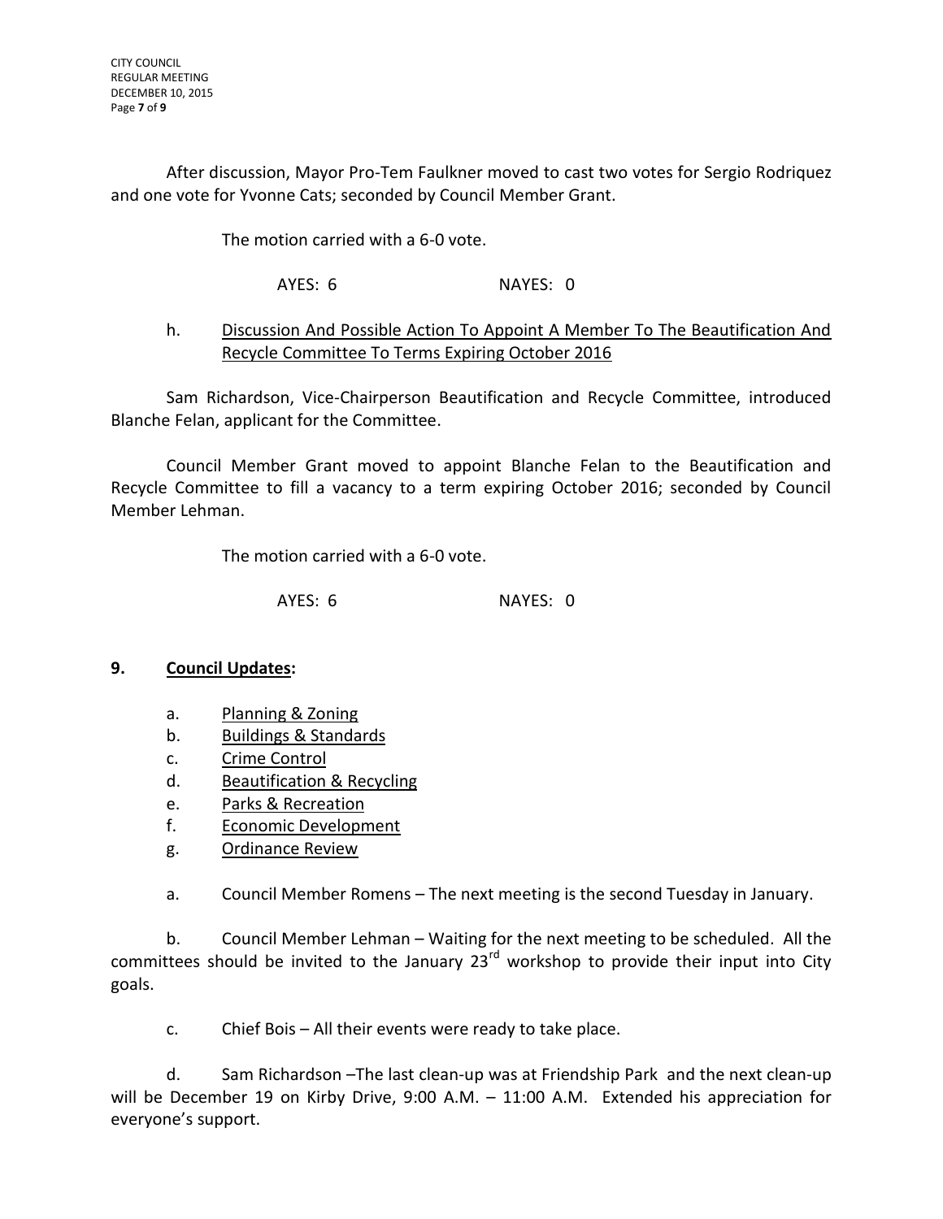After discussion, Mayor Pro-Tem Faulkner moved to cast two votes for Sergio Rodriquez and one vote for Yvonne Cats; seconded by Council Member Grant.

The motion carried with a 6-0 vote.

AYES: 6 NAYES: 0

h. Discussion And Possible Action To Appoint A Member To The Beautification And Recycle Committee To Terms Expiring October 2016

Sam Richardson, Vice-Chairperson Beautification and Recycle Committee, introduced Blanche Felan, applicant for the Committee.

Council Member Grant moved to appoint Blanche Felan to the Beautification and Recycle Committee to fill a vacancy to a term expiring October 2016; seconded by Council Member Lehman.

The motion carried with a 6-0 vote.

AYES: 6 NAYES: 0

## 9. Council Updates:

a. Planning & Zoning
b. Buildings & Standards
c. Crime Control
d. Beautification & Recycling
e. Parks & Recreation
f. Economic Development
g. Ordinance Review

a. Council Member Romens – The next meeting is the second Tuesday in January.

b. Council Member Lehman – Waiting for the next meeting to be scheduled. All the committees should be invited to the January 23rd workshop to provide their input into City goals.

c. Chief Bois – All their events were ready to take place.

d. Sam Richardson –The last clean-up was at Friendship Park and the next clean-up will be December 19 on Kirby Drive, 9:00 A.M. – 11:00 A.M. Extended his appreciation for everyone's support.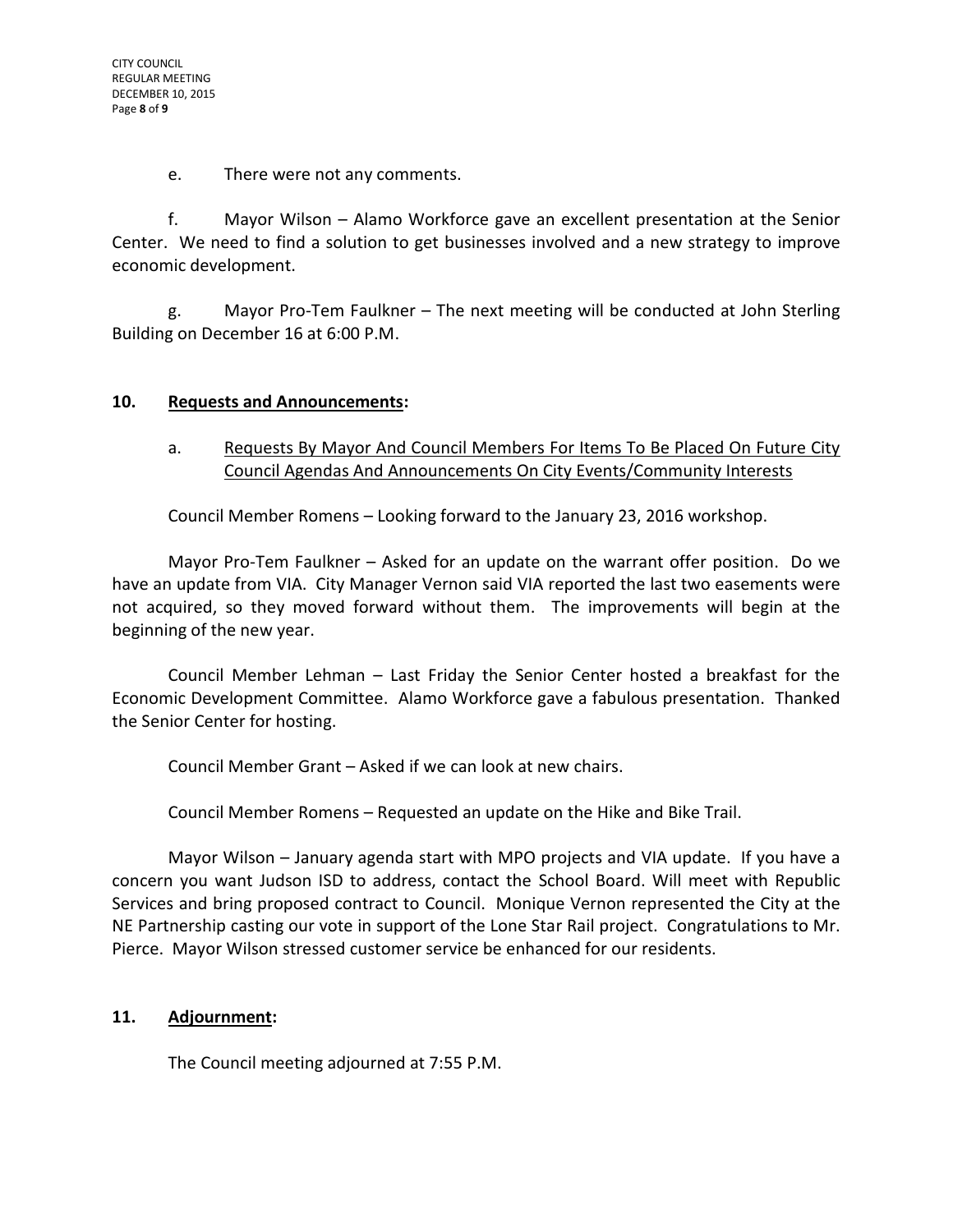e. There were not any comments.

f. Mayor Wilson – Alamo Workforce gave an excellent presentation at the Senior Center. We need to find a solution to get businesses involved and a new strategy to improve economic development.

g. Mayor Pro-Tem Faulkner – The next meeting will be conducted at John Sterling Building on December 16 at 6:00 P.M.

## 10. **Requests and Announcements:**

a. Requests By Mayor And Council Members For Items To Be Placed On Future City Council Agendas And Announcements On City Events/Community Interests

Council Member Romens – Looking forward to the January 23, 2016 workshop.

Mayor Pro-Tem Faulkner – Asked for an update on the warrant offer position. Do we have an update from VIA. City Manager Vernon said VIA reported the last two easements were not acquired, so they moved forward without them. The improvements will begin at the beginning of the new year.

Council Member Lehman – Last Friday the Senior Center hosted a breakfast for the Economic Development Committee. Alamo Workforce gave a fabulous presentation. Thanked the Senior Center for hosting.

Council Member Grant – Asked if we can look at new chairs.

Council Member Romens – Requested an update on the Hike and Bike Trail.

Mayor Wilson – January agenda start with MPO projects and VIA update. If you have a concern you want Judson ISD to address, contact the School Board. Will meet with Republic Services and bring proposed contract to Council. Monique Vernon represented the City at the NE Partnership casting our vote in support of the Lone Star Rail project. Congratulations to Mr. Pierce. Mayor Wilson stressed customer service be enhanced for our residents.

## 11. **Adjournment:**

The Council meeting adjourned at 7:55 P.M.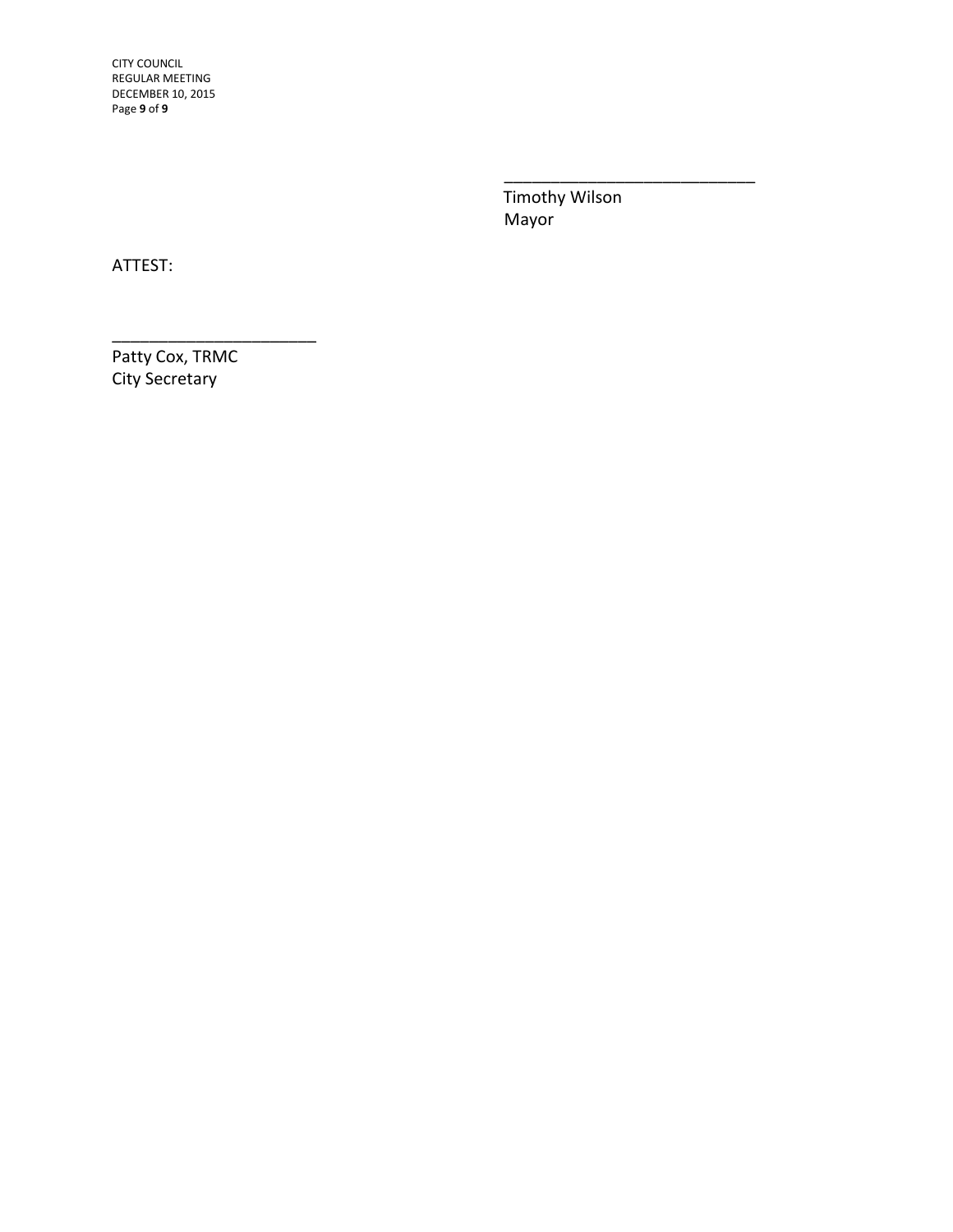\_\_\_\_\_\_\_\_\_\_\_\_\_\_\_\_\_\_\_\_\_\_\_\_\_\_\_\_

Timothy Wilson
Mayor

ATTEST:

\_\_\_\_\_\_\_\_\_\_\_\_\_\_\_\_\_\_\_\_\_\_\_

Patty Cox, TRMC
City Secretary